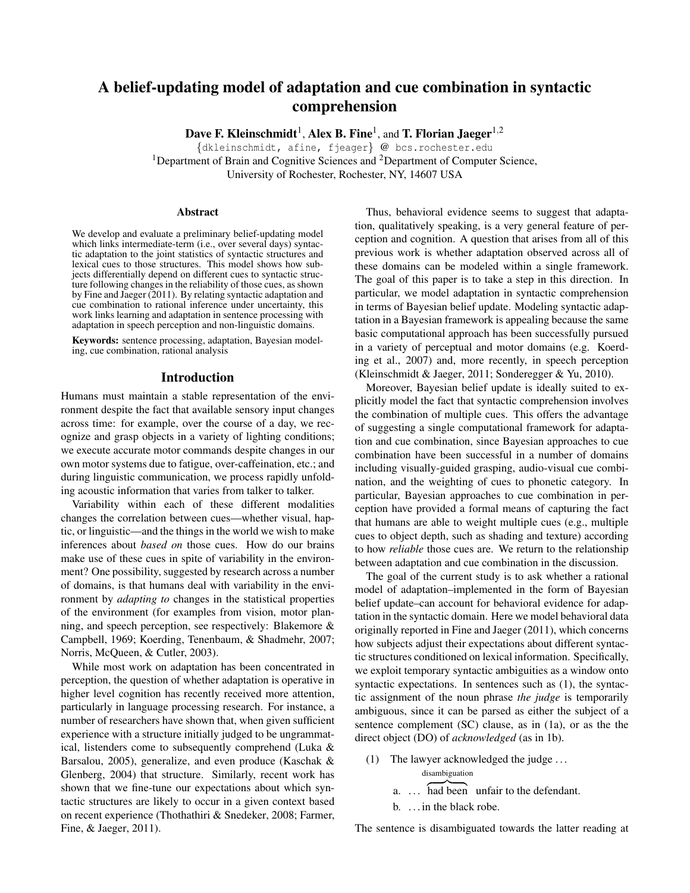# A belief-updating model of adaptation and cue combination in syntactic comprehension

**Dave F. Kleinschmidt**[1], **Alex B. Fine**[1], and **T. Florian Jaeger**[1,2]

{dkleinschmidt, afine, fjaeger} @ bcs.rochester.edu

[1]Department of Brain and Cognitive Sciences and [2]Department of Computer Science,
University of Rochester, Rochester, NY, 14607 USA

## Abstract

We develop and evaluate a preliminary belief-updating model which links intermediate-term (i.e., over several days) syntactic adaptation to the joint statistics of syntactic structures and lexical cues to those structures. This model shows how subjects differentially depend on different cues to syntactic structure following changes in the reliability of those cues, as shown by Fine and Jaeger (2011). By relating syntactic adaptation and cue combination to rational inference under uncertainty, this work links learning and adaptation in sentence processing with adaptation in speech perception and non-linguistic domains.

**Keywords:** sentence processing, adaptation, Bayesian modeling, cue combination, rational analysis

## Introduction

Humans must maintain a stable representation of the environment despite the fact that available sensory input changes across time: for example, over the course of a day, we recognize and grasp objects in a variety of lighting conditions; we execute accurate motor commands despite changes in our own motor systems due to fatigue, over-caffeination, etc.; and during linguistic communication, we process rapidly unfolding acoustic information that varies from talker to talker.

Variability within each of these different modalities changes the correlation between cues—whether visual, haptic, or linguistic—and the things in the world we wish to make inferences about *based on* those cues. How do our brains make use of these cues in spite of variability in the environment? One possibility, suggested by research across a number of domains, is that humans deal with variability in the environment by *adapting to* changes in the statistical properties of the environment (for examples from vision, motor planning, and speech perception, see respectively: Blakemore & Campbell, 1969; Koerding, Tenenbaum, & Shadmehr, 2007; Norris, McQueen, & Cutler, 2003).

While most work on adaptation has been concentrated in perception, the question of whether adaptation is operative in higher level cognition has recently received more attention, particularly in language processing research. For instance, a number of researchers have shown that, when given sufficient experience with a structure initially judged to be ungrammatical, listeners come to subsequently comprehend (Luka & Barsalou, 2005), generalize, and even produce (Kaschak & Glenberg, 2004) that structure. Similarly, recent work has shown that we fine-tune our expectations about which syntactic structures are likely to occur in a given context based on recent experience (Thothathiri & Snedeker, 2008; Farmer, Fine, & Jaeger, 2011).

Thus, behavioral evidence seems to suggest that adaptation, qualitatively speaking, is a very general feature of perception and cognition. A question that arises from all of this previous work is whether adaptation observed across all of these domains can be modeled within a single framework. The goal of this paper is to take a step in this direction. In particular, we model adaptation in syntactic comprehension in terms of Bayesian belief update. Modeling syntactic adaptation in a Bayesian framework is appealing because the same basic computational approach has been successfully pursued in a variety of perceptual and motor domains (e.g. Koerding et al., 2007) and, more recently, in speech perception (Kleinschmidt & Jaeger, 2011; Sonderegger & Yu, 2010).

Moreover, Bayesian belief update is ideally suited to explicitly model the fact that syntactic comprehension involves the combination of multiple cues. This offers the advantage of suggesting a single computational framework for adaptation and cue combination, since Bayesian approaches to cue combination have been successful in a number of domains including visually-guided grasping, audio-visual cue combination, and the weighting of cues to phonetic category. In particular, Bayesian approaches to cue combination in perception have provided a formal means of capturing the fact that humans are able to weight multiple cues (e.g., multiple cues to object depth, such as shading and texture) according to how *reliable* those cues are. We return to the relationship between adaptation and cue combination in the discussion.

The goal of the current study is to ask whether a rational model of adaptation–implemented in the form of Bayesian belief update–can account for behavioral evidence for adaptation in the syntactic domain. Here we model behavioral data originally reported in Fine and Jaeger (2011), which concerns how subjects adjust their expectations about different syntactic structures conditioned on lexical information. Specifically, we exploit temporary syntactic ambiguities as a window onto syntactic expectations. In sentences such as (1), the syntactic assignment of the noun phrase *the judge* is temporarily ambiguous, since it can be parsed as either the subject of a sentence complement (SC) clause, as in (1a), or as the the direct object (DO) of *acknowledged* (as in 1b).

(1) The lawyer acknowledged the judge . . .

a. . . . $\overbrace{\text{had been}}^{\text{disambiguation}}$ unfair to the defendant.

b. . . . in the black robe.

The sentence is disambiguated towards the latter reading at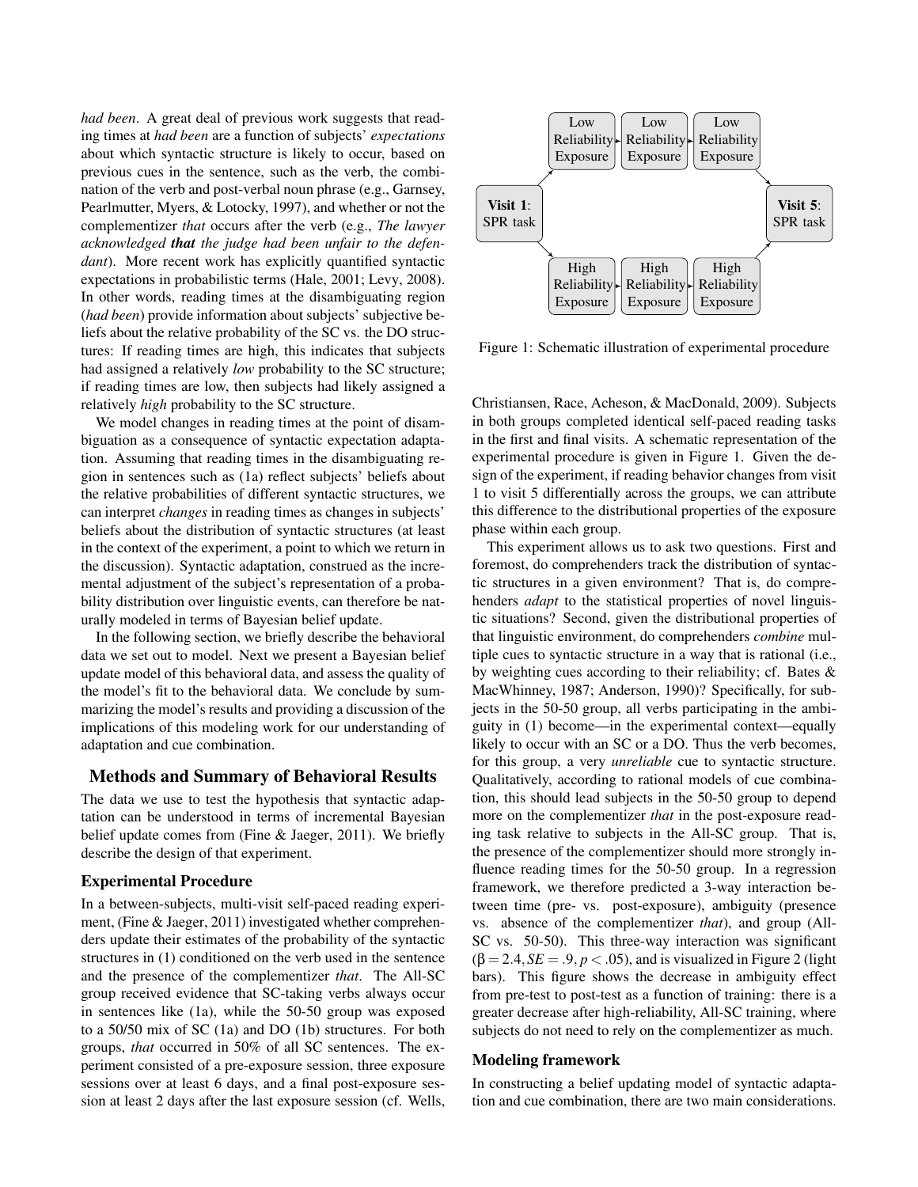*had been*. A great deal of previous work suggests that reading times at *had been* are a function of subjects' *expectations* about which syntactic structure is likely to occur, based on previous cues in the sentence, such as the verb, the combination of the verb and post-verbal noun phrase (e.g., Garnsey, Pearlmutter, Myers, & Lotocky, 1997), and whether or not the complementizer *that* occurs after the verb (e.g., *The lawyer acknowledged* ***that*** *the judge had been unfair to the defendant*). More recent work has explicitly quantified syntactic expectations in probabilistic terms (Hale, 2001; Levy, 2008). In other words, reading times at the disambiguating region (*had been*) provide information about subjects' subjective beliefs about the relative probability of the SC vs. the DO structures: If reading times are high, this indicates that subjects had assigned a relatively *low* probability to the SC structure; if reading times are low, then subjects had likely assigned a relatively *high* probability to the SC structure.

We model changes in reading times at the point of disambiguation as a consequence of syntactic expectation adaptation. Assuming that reading times in the disambiguating region in sentences such as (1a) reflect subjects' beliefs about the relative probabilities of different syntactic structures, we can interpret *changes* in reading times as changes in subjects' beliefs about the distribution of syntactic structures (at least in the context of the experiment, a point to which we return in the discussion). Syntactic adaptation, construed as the incremental adjustment of the subject's representation of a probability distribution over linguistic events, can therefore be naturally modeled in terms of Bayesian belief update.

In the following section, we briefly describe the behavioral data we set out to model. Next we present a Bayesian belief update model of this behavioral data, and assess the quality of the model's fit to the behavioral data. We conclude by summarizing the model's results and providing a discussion of the implications of this modeling work for our understanding of adaptation and cue combination.

## Methods and Summary of Behavioral Results

The data we use to test the hypothesis that syntactic adaptation can be understood in terms of incremental Bayesian belief update comes from (Fine & Jaeger, 2011). We briefly describe the design of that experiment.

### Experimental Procedure

In a between-subjects, multi-visit self-paced reading experiment, (Fine & Jaeger, 2011) investigated whether comprehenders update their estimates of the probability of the syntactic structures in (1) conditioned on the verb used in the sentence and the presence of the complementizer *that*. The All-SC group received evidence that SC-taking verbs always occur in sentences like (1a), while the 50-50 group was exposed to a 50/50 mix of SC (1a) and DO (1b) structures. For both groups, *that* occurred in 50% of all SC sentences. The experiment consisted of a pre-exposure session, three exposure sessions over at least 6 days, and a final post-exposure session at least 2 days after the last exposure session (cf. Wells, Christiansen, Race, Acheson, & MacDonald, 2009). Subjects in both groups completed identical self-paced reading tasks in the first and final visits. A schematic representation of the experimental procedure is given in Figure 1. Given the design of the experiment, if reading behavior changes from visit 1 to visit 5 differentially across the groups, we can attribute this difference to the distributional properties of the exposure phase within each group.

**Visit 1**: SPR task → Low Reliability Exposure → Low Reliability Exposure → Low Reliability Exposure → **Visit 5**: SPR task

**Visit 1**: SPR task → High Reliability Exposure → High Reliability Exposure → High Reliability Exposure → **Visit 5**: SPR task

Figure 1: Schematic illustration of experimental procedure

This experiment allows us to ask two questions. First and foremost, do comprehenders track the distribution of syntactic structures in a given environment? That is, do comprehenders *adapt* to the statistical properties of novel linguistic situations? Second, given the distributional properties of that linguistic environment, do comprehenders *combine* multiple cues to syntactic structure in a way that is rational (i.e., by weighting cues according to their reliability; cf. Bates & MacWhinney, 1987; Anderson, 1990)? Specifically, for subjects in the 50-50 group, all verbs participating in the ambiguity in (1) become—in the experimental context—equally likely to occur with an SC or a DO. Thus the verb becomes, for this group, a very *unreliable* cue to syntactic structure. Qualitatively, according to rational models of cue combination, this should lead subjects in the 50-50 group to depend more on the complementizer *that* in the post-exposure reading task relative to subjects in the All-SC group. That is, the presence of the complementizer should more strongly influence reading times for the 50-50 group. In a regression framework, we therefore predicted a 3-way interaction between time (pre- vs. post-exposure), ambiguity (presence vs. absence of the complementizer *that*), and group (All-SC vs. 50-50). This three-way interaction was significant ($\beta = 2.4, SE = .9, p < .05$), and is visualized in Figure 2 (light bars). This figure shows the decrease in ambiguity effect from pre-test to post-test as a function of training: there is a greater decrease after high-reliability, All-SC training, where subjects do not need to rely on the complementizer as much.

### Modeling framework

In constructing a belief updating model of syntactic adaptation and cue combination, there are two main considerations.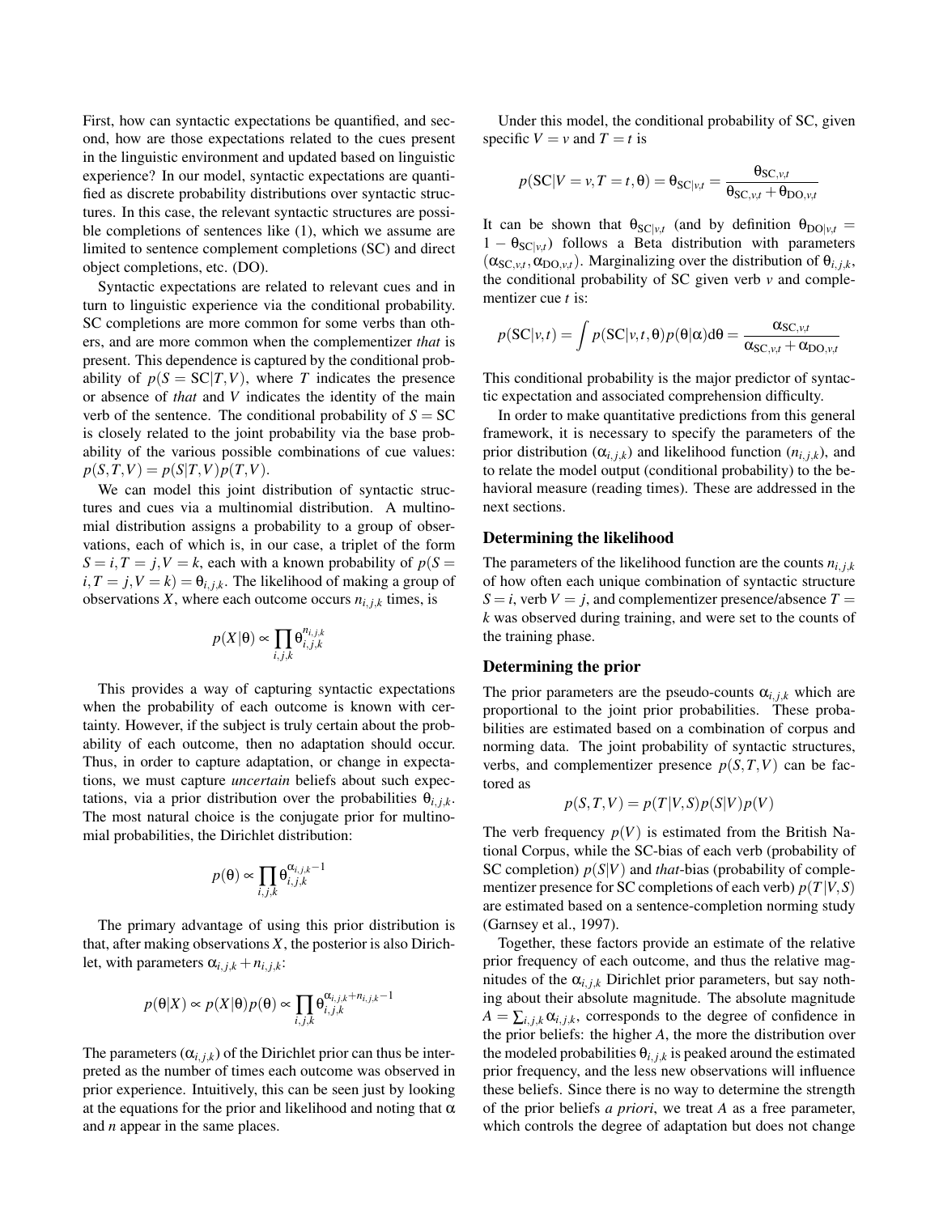First, how can syntactic expectations be quantified, and second, how are those expectations related to the cues present in the linguistic environment and updated based on linguistic experience? In our model, syntactic expectations are quantified as discrete probability distributions over syntactic structures. In this case, the relevant syntactic structures are possible completions of sentences like (1), which we assume are limited to sentence complement completions (SC) and direct object completions, etc. (DO).

Syntactic expectations are related to relevant cues and in turn to linguistic experience via the conditional probability. SC completions are more common for some verbs than others, and are more common when the complementizer *that* is present. This dependence is captured by the conditional probability of $p(S = \mathrm{SC}|T,V)$, where $T$ indicates the presence or absence of *that* and $V$ indicates the identity of the main verb of the sentence. The conditional probability of $S = \mathrm{SC}$ is closely related to the joint probability via the base probability of the various possible combinations of cue values: $p(S,T,V) = p(S|T,V)p(T,V)$.

We can model this joint distribution of syntactic structures and cues via a multinomial distribution. A multinomial distribution assigns a probability to a group of observations, each of which is, in our case, a triplet of the form $S = i, T = j, V = k$, each with a known probability of $p(S = i, T = j, V = k) = \theta_{i,j,k}$. The likelihood of making a group of observations $X$, where each outcome occurs $n_{i,j,k}$ times, is

$$p(X|\theta) \propto \prod_{i,j,k} \theta_{i,j,k}^{n_{i,j,k}}$$

This provides a way of capturing syntactic expectations when the probability of each outcome is known with certainty. However, if the subject is truly certain about the probability of each outcome, then no adaptation should occur. Thus, in order to capture adaptation, or change in expectations, we must capture *uncertain* beliefs about such expectations, via a prior distribution over the probabilities $\theta_{i,j,k}$. The most natural choice is the conjugate prior for multinomial probabilities, the Dirichlet distribution:

$$p(\theta) \propto \prod_{i,j,k} \theta_{i,j,k}^{\alpha_{i,j,k}-1}$$

The primary advantage of using this prior distribution is that, after making observations $X$, the posterior is also Dirichlet, with parameters $\alpha_{i,j,k} + n_{i,j,k}$:

$$p(\theta|X) \propto p(X|\theta)p(\theta) \propto \prod_{i,j,k} \theta_{i,j,k}^{\alpha_{i,j,k}+n_{i,j,k}-1}$$

The parameters ($\alpha_{i,j,k}$) of the Dirichlet prior can thus be interpreted as the number of times each outcome was observed in prior experience. Intuitively, this can be seen just by looking at the equations for the prior and likelihood and noting that $\alpha$ and $n$ appear in the same places.

Under this model, the conditional probability of SC, given specific $V = v$ and $T = t$ is

$$p(\mathrm{SC}|V = v, T = t, \theta) = \theta_{\mathrm{SC}|v,t} = \frac{\theta_{\mathrm{SC},v,t}}{\theta_{\mathrm{SC},v,t} + \theta_{\mathrm{DO},v,t}}$$

It can be shown that $\theta_{\mathrm{SC}|v,t}$ (and by definition $\theta_{\mathrm{DO}|v,t} = 1 - \theta_{\mathrm{SC}|v,t}$) follows a Beta distribution with parameters $(\alpha_{\mathrm{SC},v,t}, \alpha_{\mathrm{DO},v,t})$. Marginalizing over the distribution of $\theta_{i,j,k}$, the conditional probability of SC given verb $v$ and complementizer cue $t$ is:

$$p(\mathrm{SC}|v,t) = \int p(\mathrm{SC}|v,t,\theta)p(\theta|\alpha)\mathrm{d}\theta = \frac{\alpha_{\mathrm{SC},v,t}}{\alpha_{\mathrm{SC},v,t} + \alpha_{\mathrm{DO},v,t}}$$

This conditional probability is the major predictor of syntactic expectation and associated comprehension difficulty.

In order to make quantitative predictions from this general framework, it is necessary to specify the parameters of the prior distribution ($\alpha_{i,j,k}$) and likelihood function ($n_{i,j,k}$), and to relate the model output (conditional probability) to the behavioral measure (reading times). These are addressed in the next sections.

## Determining the likelihood

The parameters of the likelihood function are the counts $n_{i,j,k}$ of how often each unique combination of syntactic structure $S = i$, verb $V = j$, and complementizer presence/absence $T = k$ was observed during training, and were set to the counts of the training phase.

## Determining the prior

The prior parameters are the pseudo-counts $\alpha_{i,j,k}$ which are proportional to the joint prior probabilities. These probabilities are estimated based on a combination of corpus and norming data. The joint probability of syntactic structures, verbs, and complementizer presence $p(S,T,V)$ can be factored as

$$p(S,T,V) = p(T|V,S)p(S|V)p(V)$$

The verb frequency $p(V)$ is estimated from the British National Corpus, while the SC-bias of each verb (probability of SC completion) $p(S|V)$ and *that*-bias (probability of complementizer presence for SC completions of each verb) $p(T|V,S)$ are estimated based on a sentence-completion norming study (Garnsey et al., 1997).

Together, these factors provide an estimate of the relative prior frequency of each outcome, and thus the relative magnitudes of the $\alpha_{i,j,k}$ Dirichlet prior parameters, but say nothing about their absolute magnitude. The absolute magnitude $A = \sum_{i,j,k} \alpha_{i,j,k}$, corresponds to the degree of confidence in the prior beliefs: the higher $A$, the more the distribution over the modeled probabilities $\theta_{i,j,k}$ is peaked around the estimated prior frequency, and the less new observations will influence these beliefs. Since there is no way to determine the strength of the prior beliefs *a priori*, we treat $A$ as a free parameter, which controls the degree of adaptation but does not change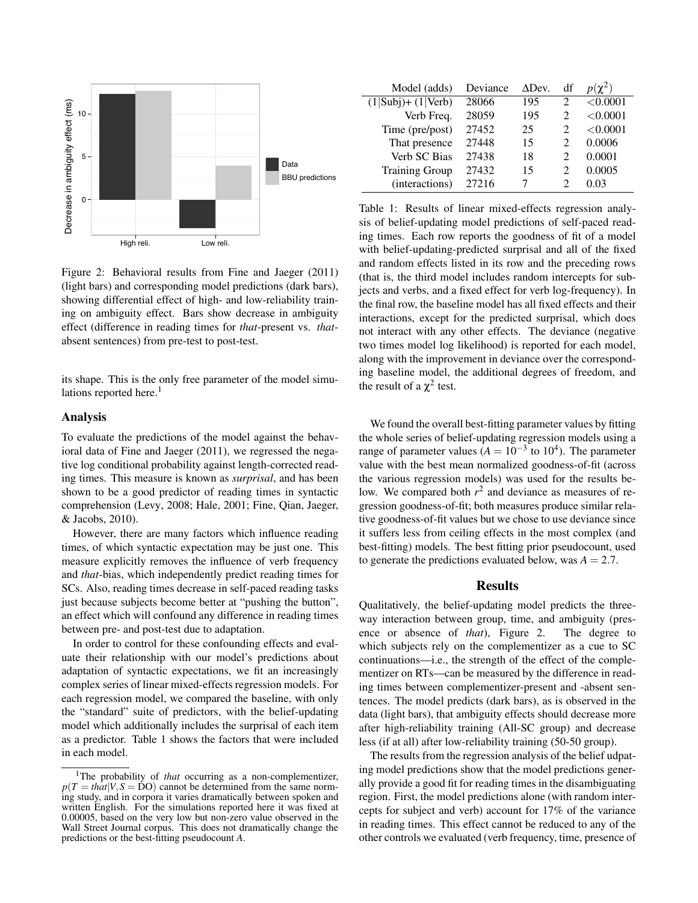Figure 2: Behavioral results from Fine and Jaeger (2011) (light bars) and corresponding model predictions (dark bars), showing differential effect of high- and low-reliability training on ambiguity effect. Bars show decrease in ambiguity effect (difference in reading times for *that*-present vs. *that*-absent sentences) from pre-test to post-test.

its shape. This is the only free parameter of the model simulations reported here.[1]

## Analysis

To evaluate the predictions of the model against the behavioral data of Fine and Jaeger (2011), we regressed the negative log conditional probability against length-corrected reading times. This measure is known as *surprisal*, and has been shown to be a good predictor of reading times in syntactic comprehension (Levy, 2008; Hale, 2001; Fine, Qian, Jaeger, & Jacobs, 2010).

However, there are many factors which influence reading times, of which syntactic expectation may be just one. This measure explicitly removes the influence of verb frequency and *that*-bias, which independently predict reading times for SCs. Also, reading times decrease in self-paced reading tasks just because subjects become better at "pushing the button", an effect which will confound any difference in reading times between pre- and post-test due to adaptation.

In order to control for these confounding effects and evaluate their relationship with our model's predictions about adaptation of syntactic expectations, we fit an increasingly complex series of linear mixed-effects regression models. For each regression model, we compared the baseline, with only the "standard" suite of predictors, with the belief-updating model which additionally includes the surprisal of each item as a predictor. Table 1 shows the factors that were included in each model.

[1] The probability of *that* occurring as a non-complementizer, $p(T = that|V, S = \text{DO})$ cannot be determined from the same norming study, and in corpora it varies dramatically between spoken and written English. For the simulations reported here it was fixed at 0.00005, based on the very low but non-zero value observed in the Wall Street Journal corpus. This does not dramatically change the predictions or the best-fitting pseudocount $A$.

| Model (adds) | Deviance | ΔDev. | df | $p(\chi^2)$ |
|---|---|---|---|---|
| (1\|Subj)+ (1\|Verb) | 28066 | 195 | 2 | <0.0001 |
| Verb Freq. | 28059 | 195 | 2 | <0.0001 |
| Time (pre/post) | 27452 | 25 | 2 | <0.0001 |
| That presence | 27448 | 15 | 2 | 0.0006 |
| Verb SC Bias | 27438 | 18 | 2 | 0.0001 |
| Training Group | 27432 | 15 | 2 | 0.0005 |
| (interactions) | 27216 | 7 | 2 | 0.03 |

Table 1: Results of linear mixed-effects regression analysis of belief-updating model predictions of self-paced reading times. Each row reports the goodness of fit of a model with belief-updating-predicted surprisal and all of the fixed and random effects listed in its row and the preceding rows (that is, the third model includes random intercepts for subjects and verbs, and a fixed effect for verb log-frequency). In the final row, the baseline model has all fixed effects and their interactions, except for the predicted surprisal, which does not interact with any other effects. The deviance (negative two times model log likelihood) is reported for each model, along with the improvement in deviance over the corresponding baseline model, the additional degrees of freedom, and the result of a $\chi^2$ test.

We found the overall best-fitting parameter values by fitting the whole series of belief-updating regression models using a range of parameter values ($A = 10^{-3}$ to $10^4$). The parameter value with the best mean normalized goodness-of-fit (across the various regression models) was used for the results below. We compared both $r^2$ and deviance as measures of regression goodness-of-fit; both measures produce similar relative goodness-of-fit values but we chose to use deviance since it suffers less from ceiling effects in the most complex (and best-fitting) models. The best fitting prior pseudocount, used to generate the predictions evaluated below, was $A = 2.7$.

## Results

Qualitatively, the belief-updating model predicts the three-way interaction between group, time, and ambiguity (presence or absence of *that*), Figure 2. The degree to which subjects rely on the complementizer as a cue to SC continuations—i.e., the strength of the effect of the complementizer on RTs—can be measured by the difference in reading times between complementizer-present and -absent sentences. The model predicts (dark bars), as is observed in the data (light bars), that ambiguity effects should decrease more after high-reliability training (All-SC group) and decrease less (if at all) after low-reliability training (50-50 group).

The results from the regression analysis of the belief udpating model predictions show that the model predictions generally provide a good fit for reading times in the disambiguating region. First, the model predictions alone (with random intercepts for subject and verb) account for 17% of the variance in reading times. This effect cannot be reduced to any of the other controls we evaluated (verb frequency, time, presence of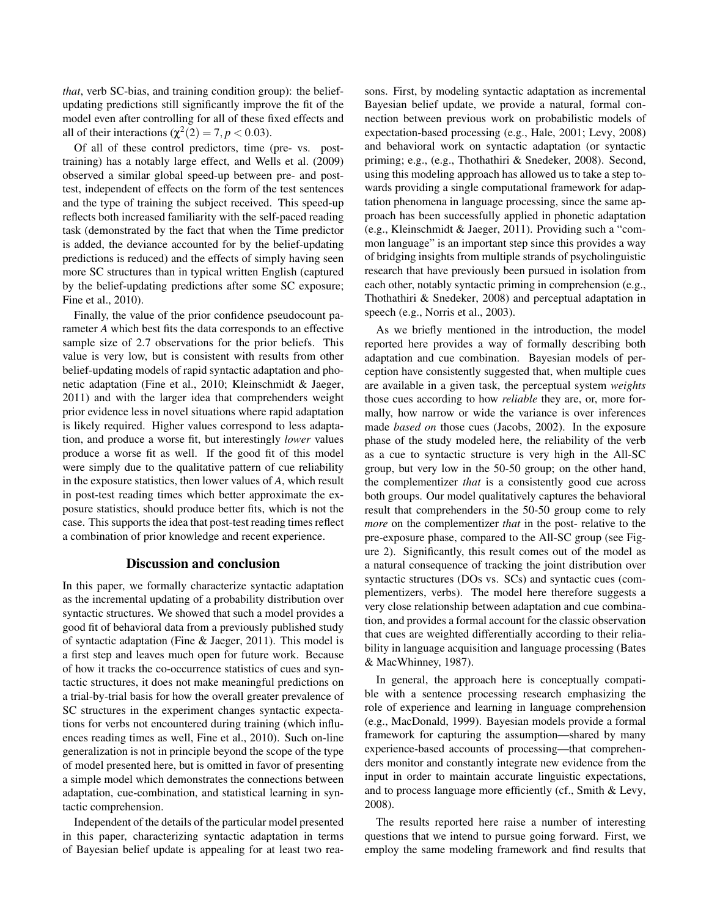*that*, verb SC-bias, and training condition group): the belief-updating predictions still significantly improve the fit of the model even after controlling for all of these fixed effects and all of their interactions ($\chi^2(2) = 7, p < 0.03$).

Of all of these control predictors, time (pre- vs. post-training) has a notably large effect, and Wells et al. (2009) observed a similar global speed-up between pre- and post-test, independent of effects on the form of the test sentences and the type of training the subject received. This speed-up reflects both increased familiarity with the self-paced reading task (demonstrated by the fact that when the Time predictor is added, the deviance accounted for by the belief-updating predictions is reduced) and the effects of simply having seen more SC structures than in typical written English (captured by the belief-updating predictions after some SC exposure; Fine et al., 2010).

Finally, the value of the prior confidence pseudocount parameter $A$ which best fits the data corresponds to an effective sample size of 2.7 observations for the prior beliefs. This value is very low, but is consistent with results from other belief-updating models of rapid syntactic adaptation and phonetic adaptation (Fine et al., 2010; Kleinschmidt & Jaeger, 2011) and with the larger idea that comprehenders weight prior evidence less in novel situations where rapid adaptation is likely required. Higher values correspond to less adaptation, and produce a worse fit, but interestingly *lower* values produce a worse fit as well. If the good fit of this model were simply due to the qualitative pattern of cue reliability in the exposure statistics, then lower values of $A$, which result in post-test reading times which better approximate the exposure statistics, should produce better fits, which is not the case. This supports the idea that post-test reading times reflect a combination of prior knowledge and recent experience.

## Discussion and conclusion

In this paper, we formally characterize syntactic adaptation as the incremental updating of a probability distribution over syntactic structures. We showed that such a model provides a good fit of behavioral data from a previously published study of syntactic adaptation (Fine & Jaeger, 2011). This model is a first step and leaves much open for future work. Because of how it tracks the co-occurrence statistics of cues and syntactic structures, it does not make meaningful predictions on a trial-by-trial basis for how the overall greater prevalence of SC structures in the experiment changes syntactic expectations for verbs not encountered during training (which influences reading times as well, Fine et al., 2010). Such on-line generalization is not in principle beyond the scope of the type of model presented here, but is omitted in favor of presenting a simple model which demonstrates the connections between adaptation, cue-combination, and statistical learning in syntactic comprehension.

Independent of the details of the particular model presented in this paper, characterizing syntactic adaptation in terms of Bayesian belief update is appealing for at least two reasons. First, by modeling syntactic adaptation as incremental Bayesian belief update, we provide a natural, formal connection between previous work on probabilistic models of expectation-based processing (e.g., Hale, 2001; Levy, 2008) and behavioral work on syntactic adaptation (or syntactic priming; e.g., (e.g., Thothathiri & Snedeker, 2008). Second, using this modeling approach has allowed us to take a step towards providing a single computational framework for adaptation phenomena in language processing, since the same approach has been successfully applied in phonetic adaptation (e.g., Kleinschmidt & Jaeger, 2011). Providing such a "common language" is an important step since this provides a way of bridging insights from multiple strands of psycholinguistic research that have previously been pursued in isolation from each other, notably syntactic priming in comprehension (e.g., Thothathiri & Snedeker, 2008) and perceptual adaptation in speech (e.g., Norris et al., 2003).

As we briefly mentioned in the introduction, the model reported here provides a way of formally describing both adaptation and cue combination. Bayesian models of perception have consistently suggested that, when multiple cues are available in a given task, the perceptual system *weights* those cues according to how *reliable* they are, or, more formally, how narrow or wide the variance is over inferences made *based on* those cues (Jacobs, 2002). In the exposure phase of the study modeled here, the reliability of the verb as a cue to syntactic structure is very high in the All-SC group, but very low in the 50-50 group; on the other hand, the complementizer *that* is a consistently good cue across both groups. Our model qualitatively captures the behavioral result that comprehenders in the 50-50 group come to rely *more* on the complementizer *that* in the post- relative to the pre-exposure phase, compared to the All-SC group (see Figure 2). Significantly, this result comes out of the model as a natural consequence of tracking the joint distribution over syntactic structures (DOs vs. SCs) and syntactic cues (complementizers, verbs). The model here therefore suggests a very close relationship between adaptation and cue combination, and provides a formal account for the classic observation that cues are weighted differentially according to their reliability in language acquisition and language processing (Bates & MacWhinney, 1987).

In general, the approach here is conceptually compatible with a sentence processing research emphasizing the role of experience and learning in language comprehension (e.g., MacDonald, 1999). Bayesian models provide a formal framework for capturing the assumption—shared by many experience-based accounts of processing—that comprehenders monitor and constantly integrate new evidence from the input in order to maintain accurate linguistic expectations, and to process language more efficiently (cf., Smith & Levy, 2008).

The results reported here raise a number of interesting questions that we intend to pursue going forward. First, we employ the same modeling framework and find results that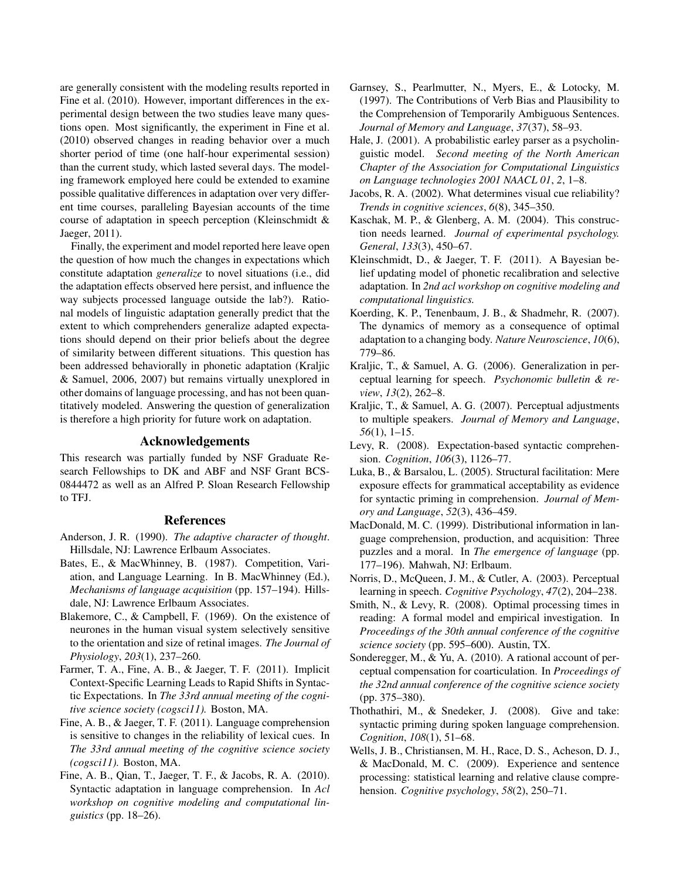are generally consistent with the modeling results reported in Fine et al. (2010). However, important differences in the experimental design between the two studies leave many questions open. Most significantly, the experiment in Fine et al. (2010) observed changes in reading behavior over a much shorter period of time (one half-hour experimental session) than the current study, which lasted several days. The modeling framework employed here could be extended to examine possible qualitative differences in adaptation over very different time courses, paralleling Bayesian accounts of the time course of adaptation in speech perception (Kleinschmidt & Jaeger, 2011).

Finally, the experiment and model reported here leave open the question of how much the changes in expectations which constitute adaptation *generalize* to novel situations (i.e., did the adaptation effects observed here persist, and influence the way subjects processed language outside the lab?). Rational models of linguistic adaptation generally predict that the extent to which comprehenders generalize adapted expectations should depend on their prior beliefs about the degree of similarity between different situations. This question has been addressed behaviorally in phonetic adaptation (Kraljic & Samuel, 2006, 2007) but remains virtually unexplored in other domains of language processing, and has not been quantitatively modeled. Answering the question of generalization is therefore a high priority for future work on adaptation.

## Acknowledgements

This research was partially funded by NSF Graduate Research Fellowships to DK and ABF and NSF Grant BCS-0844472 as well as an Alfred P. Sloan Research Fellowship to TFJ.

## References

Anderson, J. R. (1990). *The adaptive character of thought*. Hillsdale, NJ: Lawrence Erlbaum Associates.

Bates, E., & MacWhinney, B. (1987). Competition, Variation, and Language Learning. In B. MacWhinney (Ed.), *Mechanisms of language acquisition* (pp. 157–194). Hillsdale, NJ: Lawrence Erlbaum Associates.

Blakemore, C., & Campbell, F. (1969). On the existence of neurones in the human visual system selectively sensitive to the orientation and size of retinal images. *The Journal of Physiology*, *203*(1), 237–260.

Farmer, T. A., Fine, A. B., & Jaeger, T. F. (2011). Implicit Context-Specific Learning Leads to Rapid Shifts in Syntactic Expectations. In *The 33rd annual meeting of the cognitive science society (cogsci11).* Boston, MA.

Fine, A. B., & Jaeger, T. F. (2011). Language comprehension is sensitive to changes in the reliability of lexical cues. In *The 33rd annual meeting of the cognitive science society (cogsci11).* Boston, MA.

Fine, A. B., Qian, T., Jaeger, T. F., & Jacobs, R. A. (2010). Syntactic adaptation in language comprehension. In *Acl workshop on cognitive modeling and computational linguistics* (pp. 18–26).

Garnsey, S., Pearlmutter, N., Myers, E., & Lotocky, M. (1997). The Contributions of Verb Bias and Plausibility to the Comprehension of Temporarily Ambiguous Sentences. *Journal of Memory and Language*, *37*(37), 58–93.

Hale, J. (2001). A probabilistic earley parser as a psycholinguistic model. *Second meeting of the North American Chapter of the Association for Computational Linguistics on Language technologies 2001 NAACL 01*, *2*, 1–8.

Jacobs, R. A. (2002). What determines visual cue reliability? *Trends in cognitive sciences*, *6*(8), 345–350.

Kaschak, M. P., & Glenberg, A. M. (2004). This construction needs learned. *Journal of experimental psychology. General*, *133*(3), 450–67.

Kleinschmidt, D., & Jaeger, T. F. (2011). A Bayesian belief updating model of phonetic recalibration and selective adaptation. In *2nd acl workshop on cognitive modeling and computational linguistics.*

Koerding, K. P., Tenenbaum, J. B., & Shadmehr, R. (2007). The dynamics of memory as a consequence of optimal adaptation to a changing body. *Nature Neuroscience*, *10*(6), 779–86.

Kraljic, T., & Samuel, A. G. (2006). Generalization in perceptual learning for speech. *Psychonomic bulletin & review*, *13*(2), 262–8.

Kraljic, T., & Samuel, A. G. (2007). Perceptual adjustments to multiple speakers. *Journal of Memory and Language*, *56*(1), 1–15.

Levy, R. (2008). Expectation-based syntactic comprehension. *Cognition*, *106*(3), 1126–77.

Luka, B., & Barsalou, L. (2005). Structural facilitation: Mere exposure effects for grammatical acceptability as evidence for syntactic priming in comprehension. *Journal of Memory and Language*, *52*(3), 436–459.

MacDonald, M. C. (1999). Distributional information in language comprehension, production, and acquisition: Three puzzles and a moral. In *The emergence of language* (pp. 177–196). Mahwah, NJ: Erlbaum.

Norris, D., McQueen, J. M., & Cutler, A. (2003). Perceptual learning in speech. *Cognitive Psychology*, *47*(2), 204–238.

Smith, N., & Levy, R. (2008). Optimal processing times in reading: A formal model and empirical investigation. In *Proceedings of the 30th annual conference of the cognitive science society* (pp. 595–600). Austin, TX.

Sonderegger, M., & Yu, A. (2010). A rational account of perceptual compensation for coarticulation. In *Proceedings of the 32nd annual conference of the cognitive science society* (pp. 375–380).

Thothathiri, M., & Snedeker, J. (2008). Give and take: syntactic priming during spoken language comprehension. *Cognition*, *108*(1), 51–68.

Wells, J. B., Christiansen, M. H., Race, D. S., Acheson, D. J., & MacDonald, M. C. (2009). Experience and sentence processing: statistical learning and relative clause comprehension. *Cognitive psychology*, *58*(2), 250–71.